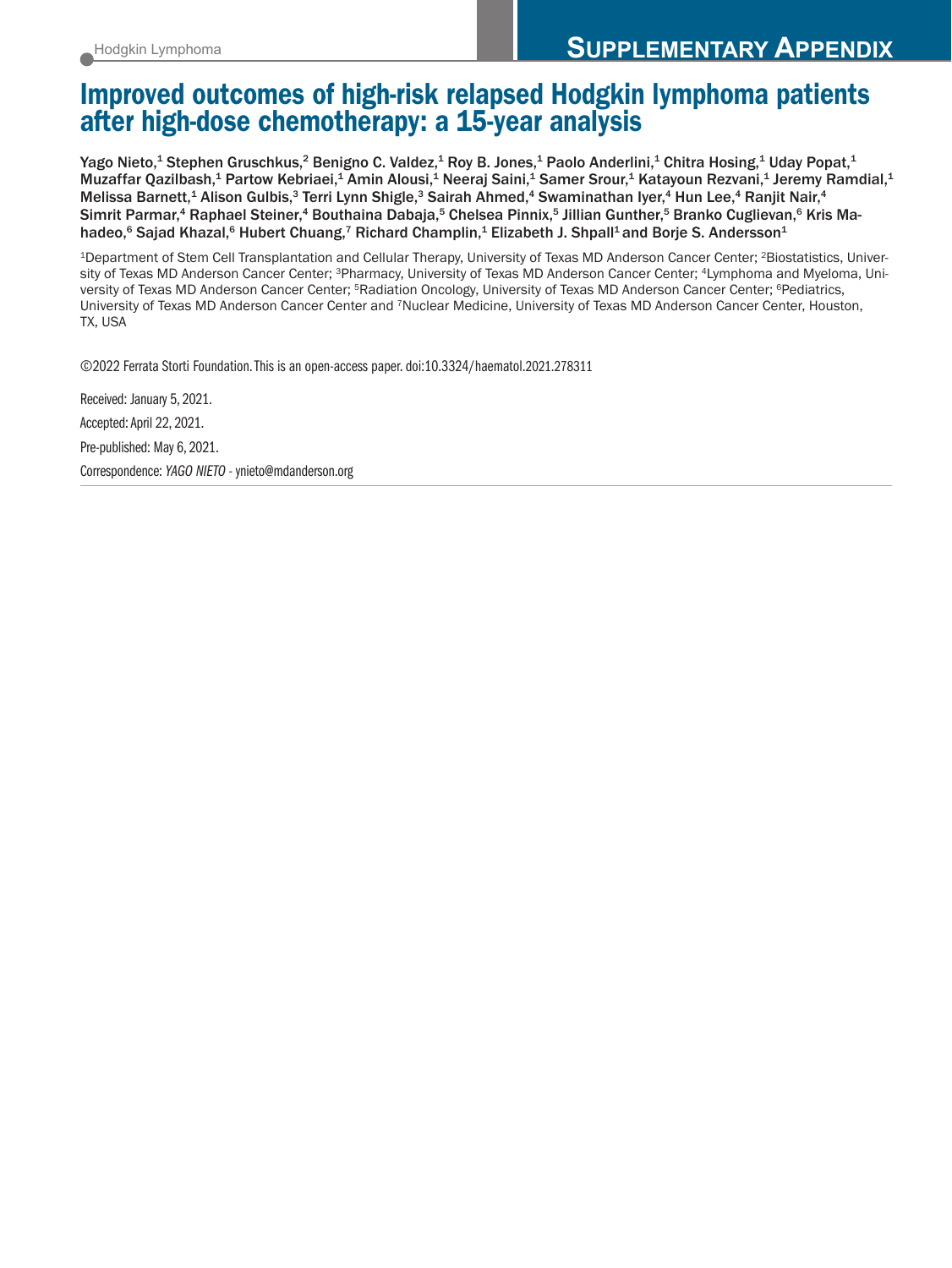# SUPPLEMENTARY APPENDIX

# Improved outcomes of high-risk relapsed Hodgkin lymphoma patients after high-dose chemotherapy: a 15-year analysis

Yago Nieto,[1] Stephen Gruschkus,[2] Benigno C. Valdez,[1] Roy B. Jones,[1] Paolo Anderlini,[1] Chitra Hosing,[1] Uday Popat,[1] Muzaffar Qazilbash,[1] Partow Kebriaei,[1] Amin Alousi,[1] Neeraj Saini,[1] Samer Srour,[1] Katayoun Rezvani,[1] Jeremy Ramdial,[1] Melissa Barnett,[1] Alison Gulbis,[3] Terri Lynn Shigle,[3] Sairah Ahmed,[4] Swaminathan Iyer,[4] Hun Lee,[4] Ranjit Nair,[4] Simrit Parmar,[4] Raphael Steiner,[4] Bouthaina Dabaja,[5] Chelsea Pinnix,[5] Jillian Gunther,[5] Branko Cuglievan,[6] Kris Mahadeo,[6] Sajad Khazal,[6] Hubert Chuang,[7] Richard Champlin,[1] Elizabeth J. Shpall[1] and Borje S. Andersson[1]

[1]Department of Stem Cell Transplantation and Cellular Therapy, University of Texas MD Anderson Cancer Center; [2]Biostatistics, University of Texas MD Anderson Cancer Center; [3]Pharmacy, University of Texas MD Anderson Cancer Center; [4]Lymphoma and Myeloma, University of Texas MD Anderson Cancer Center; [5]Radiation Oncology, University of Texas MD Anderson Cancer Center; [6]Pediatrics, University of Texas MD Anderson Cancer Center and [7]Nuclear Medicine, University of Texas MD Anderson Cancer Center, Houston, TX, USA

©2022 Ferrata Storti Foundation. This is an open-access paper. doi:10.3324/haematol.2021.278311

Received: January 5, 2021.

Accepted: April 22, 2021.

Pre-published: May 6, 2021.

Correspondence: *YAGO NIETO* - ynieto@mdanderson.org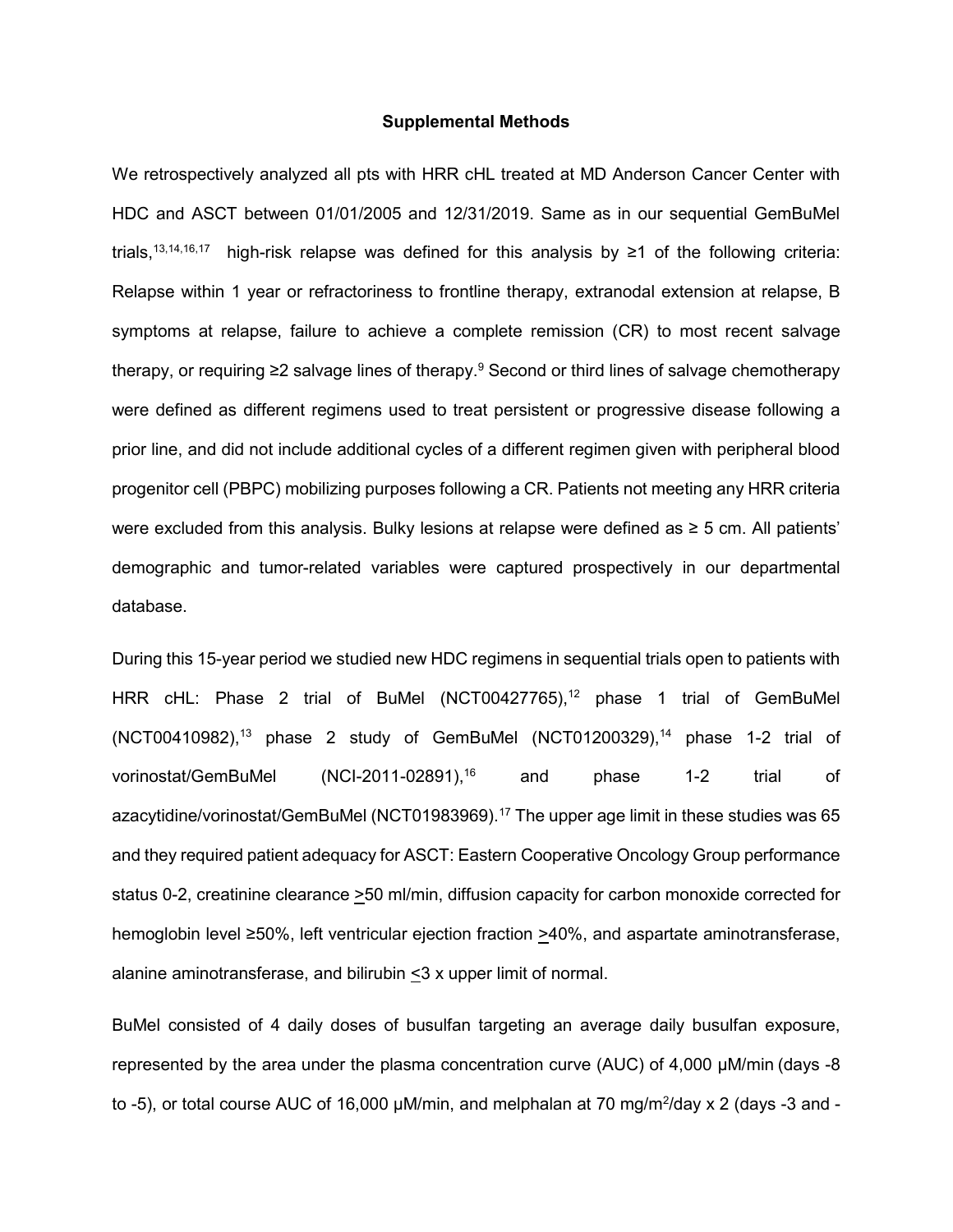## Supplemental Methods

We retrospectively analyzed all pts with HRR cHL treated at MD Anderson Cancer Center with HDC and ASCT between 01/01/2005 and 12/31/2019. Same as in our sequential GemBuMel trials,[13,14,16,17] high-risk relapse was defined for this analysis by ≥1 of the following criteria: Relapse within 1 year or refractoriness to frontline therapy, extranodal extension at relapse, B symptoms at relapse, failure to achieve a complete remission (CR) to most recent salvage therapy, or requiring ≥2 salvage lines of therapy.[9] Second or third lines of salvage chemotherapy were defined as different regimens used to treat persistent or progressive disease following a prior line, and did not include additional cycles of a different regimen given with peripheral blood progenitor cell (PBPC) mobilizing purposes following a CR. Patients not meeting any HRR criteria were excluded from this analysis. Bulky lesions at relapse were defined as ≥ 5 cm. All patients' demographic and tumor-related variables were captured prospectively in our departmental database.

During this 15-year period we studied new HDC regimens in sequential trials open to patients with HRR cHL: Phase 2 trial of BuMel (NCT00427765),[12] phase 1 trial of GemBuMel (NCT00410982),[13] phase 2 study of GemBuMel (NCT01200329),[14] phase 1-2 trial of vorinostat/GemBuMel (NCI-2011-02891),[16] and phase 1-2 trial of azacytidine/vorinostat/GemBuMel (NCT01983969).[17] The upper age limit in these studies was 65 and they required patient adequacy for ASCT: Eastern Cooperative Oncology Group performance status 0-2, creatinine clearance ≥50 ml/min, diffusion capacity for carbon monoxide corrected for hemoglobin level ≥50%, left ventricular ejection fraction ≥40%, and aspartate aminotransferase, alanine aminotransferase, and bilirubin ≤3 x upper limit of normal.

BuMel consisted of 4 daily doses of busulfan targeting an average daily busulfan exposure, represented by the area under the plasma concentration curve (AUC) of 4,000 µM/min (days -8 to -5), or total course AUC of 16,000 µM/min, and melphalan at 70 mg/m$^2$/day x 2 (days -3 and -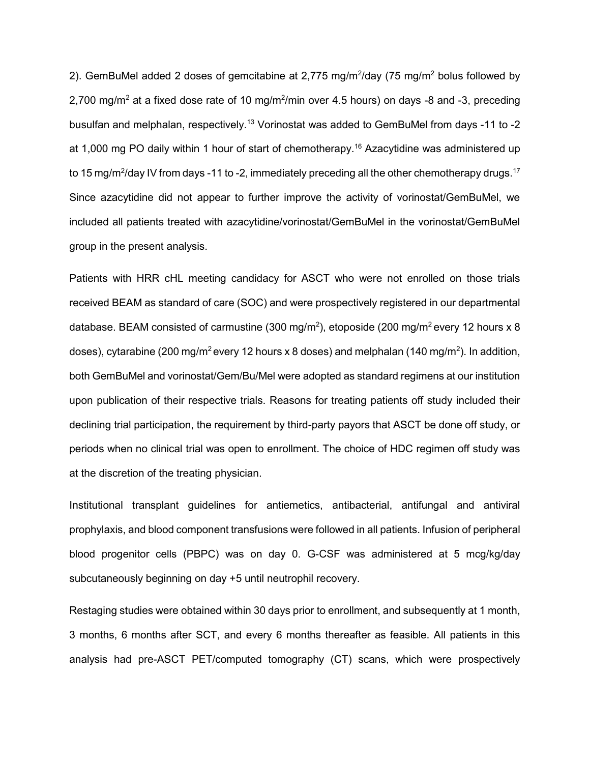2). GemBuMel added 2 doses of gemcitabine at 2,775 mg/m$^2$/day (75 mg/m$^2$ bolus followed by 2,700 mg/m$^2$ at a fixed dose rate of 10 mg/m$^2$/min over 4.5 hours) on days -8 and -3, preceding busulfan and melphalan, respectively.[13] Vorinostat was added to GemBuMel from days -11 to -2 at 1,000 mg PO daily within 1 hour of start of chemotherapy.[16] Azacytidine was administered up to 15 mg/m$^2$/day IV from days -11 to -2, immediately preceding all the other chemotherapy drugs.[17] Since azacytidine did not appear to further improve the activity of vorinostat/GemBuMel, we included all patients treated with azacytidine/vorinostat/GemBuMel in the vorinostat/GemBuMel group in the present analysis.

Patients with HRR cHL meeting candidacy for ASCT who were not enrolled on those trials received BEAM as standard of care (SOC) and were prospectively registered in our departmental database. BEAM consisted of carmustine (300 mg/m$^2$), etoposide (200 mg/m$^2$ every 12 hours x 8 doses), cytarabine (200 mg/m$^2$ every 12 hours x 8 doses) and melphalan (140 mg/m$^2$). In addition, both GemBuMel and vorinostat/Gem/Bu/Mel were adopted as standard regimens at our institution upon publication of their respective trials. Reasons for treating patients off study included their declining trial participation, the requirement by third-party payors that ASCT be done off study, or periods when no clinical trial was open to enrollment. The choice of HDC regimen off study was at the discretion of the treating physician.

Institutional transplant guidelines for antiemetics, antibacterial, antifungal and antiviral prophylaxis, and blood component transfusions were followed in all patients. Infusion of peripheral blood progenitor cells (PBPC) was on day 0. G-CSF was administered at 5 mcg/kg/day subcutaneously beginning on day +5 until neutrophil recovery.

Restaging studies were obtained within 30 days prior to enrollment, and subsequently at 1 month, 3 months, 6 months after SCT, and every 6 months thereafter as feasible. All patients in this analysis had pre-ASCT PET/computed tomography (CT) scans, which were prospectively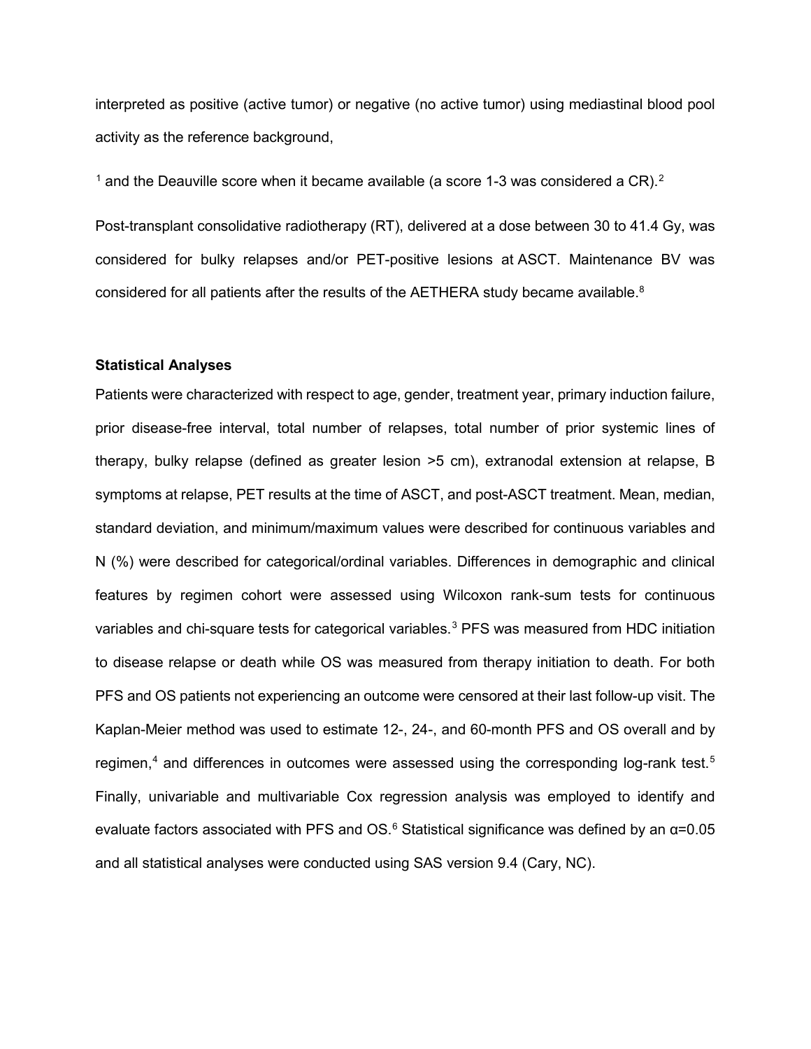interpreted as positive (active tumor) or negative (no active tumor) using mediastinal blood pool activity as the reference background,

[1] and the Deauville score when it became available (a score 1-3 was considered a CR).[2]

Post-transplant consolidative radiotherapy (RT), delivered at a dose between 30 to 41.4 Gy, was considered for bulky relapses and/or PET-positive lesions at ASCT. Maintenance BV was considered for all patients after the results of the AETHERA study became available.[8]

### Statistical Analyses

Patients were characterized with respect to age, gender, treatment year, primary induction failure, prior disease-free interval, total number of relapses, total number of prior systemic lines of therapy, bulky relapse (defined as greater lesion >5 cm), extranodal extension at relapse, B symptoms at relapse, PET results at the time of ASCT, and post-ASCT treatment. Mean, median, standard deviation, and minimum/maximum values were described for continuous variables and N (%) were described for categorical/ordinal variables. Differences in demographic and clinical features by regimen cohort were assessed using Wilcoxon rank-sum tests for continuous variables and chi-square tests for categorical variables.[3] PFS was measured from HDC initiation to disease relapse or death while OS was measured from therapy initiation to death. For both PFS and OS patients not experiencing an outcome were censored at their last follow-up visit. The Kaplan-Meier method was used to estimate 12-, 24-, and 60-month PFS and OS overall and by regimen,[4] and differences in outcomes were assessed using the corresponding log-rank test.[5] Finally, univariable and multivariable Cox regression analysis was employed to identify and evaluate factors associated with PFS and OS.[6] Statistical significance was defined by an $\alpha=0.05$ and all statistical analyses were conducted using SAS version 9.4 (Cary, NC).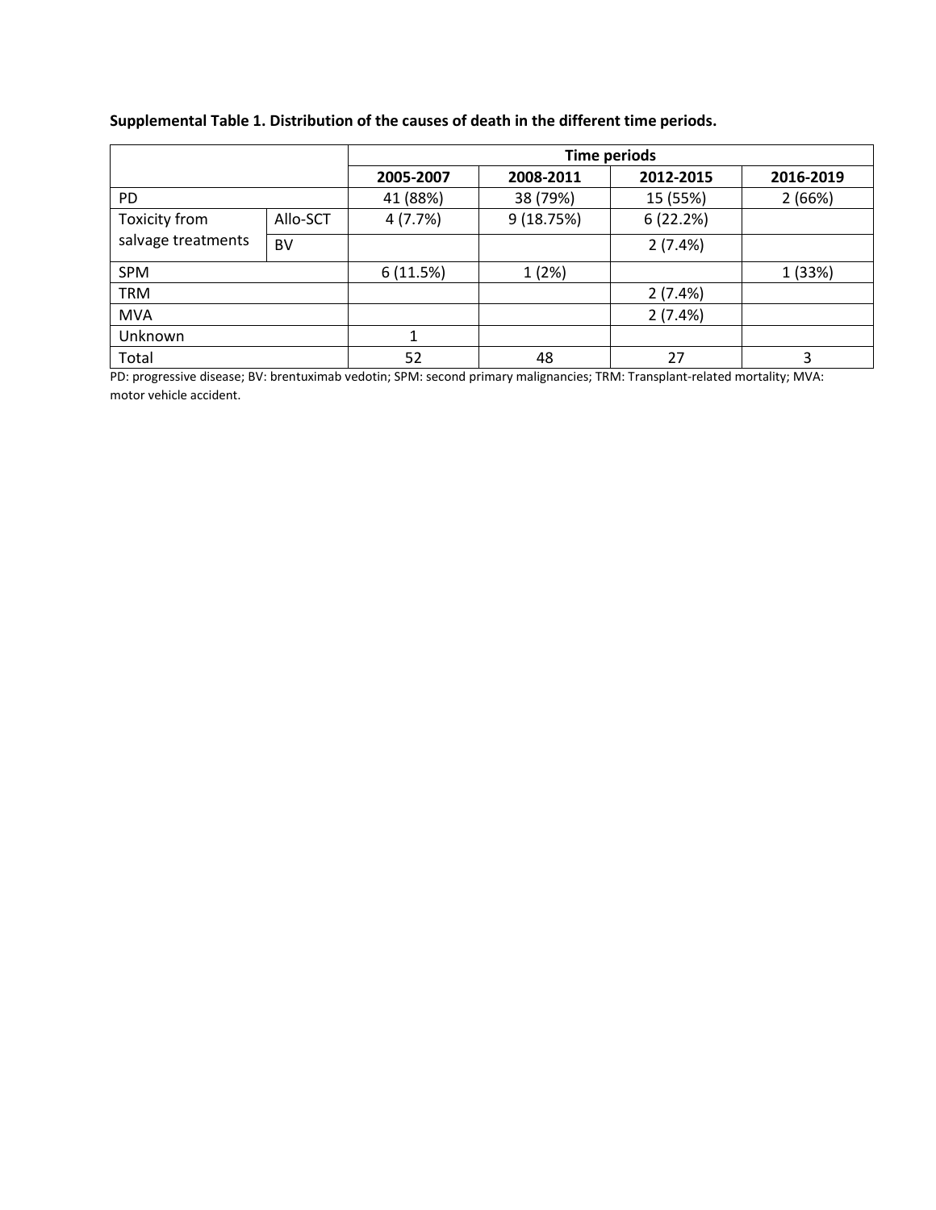**Supplemental Table 1. Distribution of the causes of death in the different time periods.**

| | | Time periods | | | |
|---|---|---|---|---|---|
| | | 2005-2007 | 2008-2011 | 2012-2015 | 2016-2019 |
| PD | | 41 (88%) | 38 (79%) | 15 (55%) | 2 (66%) |
| Toxicity from salvage treatments | Allo-SCT | 4 (7.7%) | 9 (18.75%) | 6 (22.2%) | |
| | BV | | | 2 (7.4%) | |
| SPM | | 6 (11.5%) | 1 (2%) | | 1 (33%) |
| TRM | | | | 2 (7.4%) | |
| MVA | | | | 2 (7.4%) | |
| Unknown | | 1 | | | |
| Total | | 52 | 48 | 27 | 3 |

PD: progressive disease; BV: brentuximab vedotin; SPM: second primary malignancies; TRM: Transplant-related mortality; MVA: motor vehicle accident.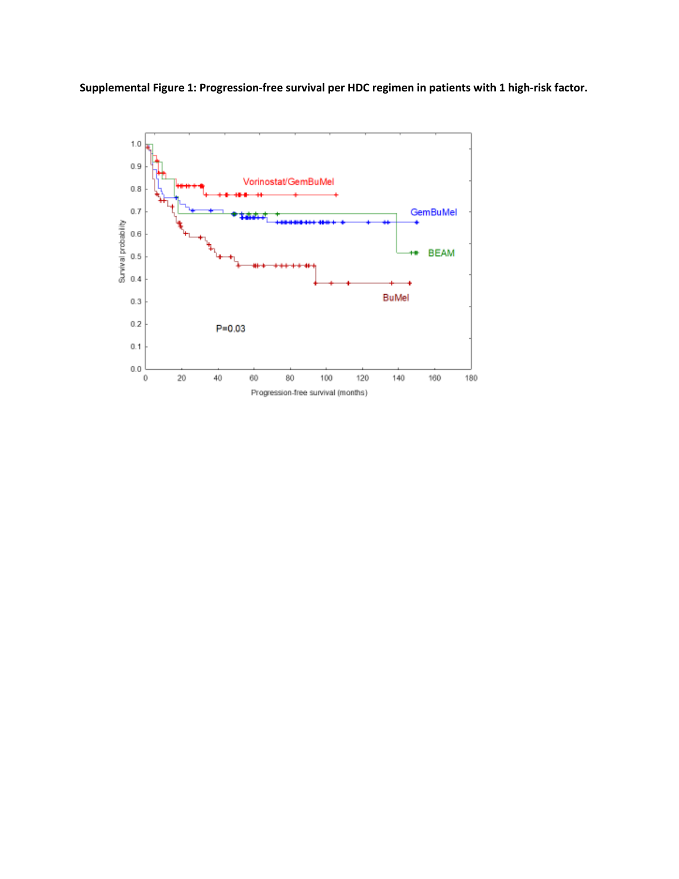**Supplemental Figure 1: Progression-free survival per HDC regimen in patients with 1 high-risk factor.**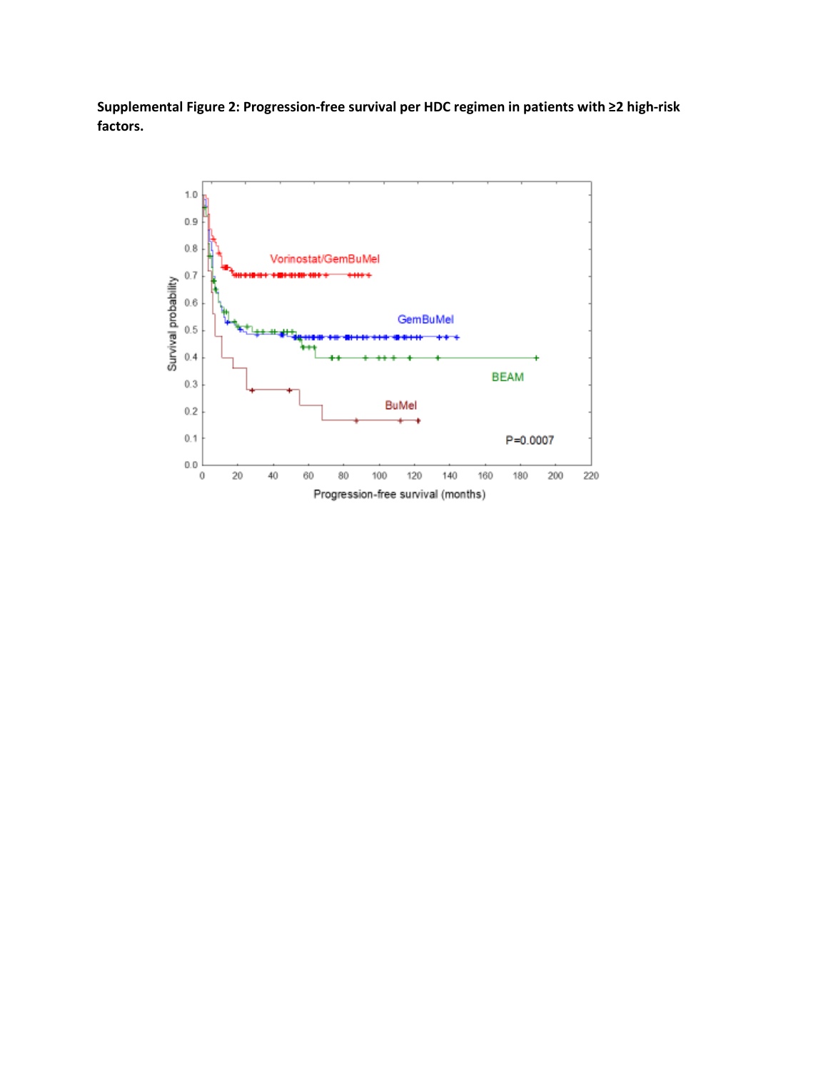**Supplemental Figure 2: Progression-free survival per HDC regimen in patients with ≥2 high-risk factors.**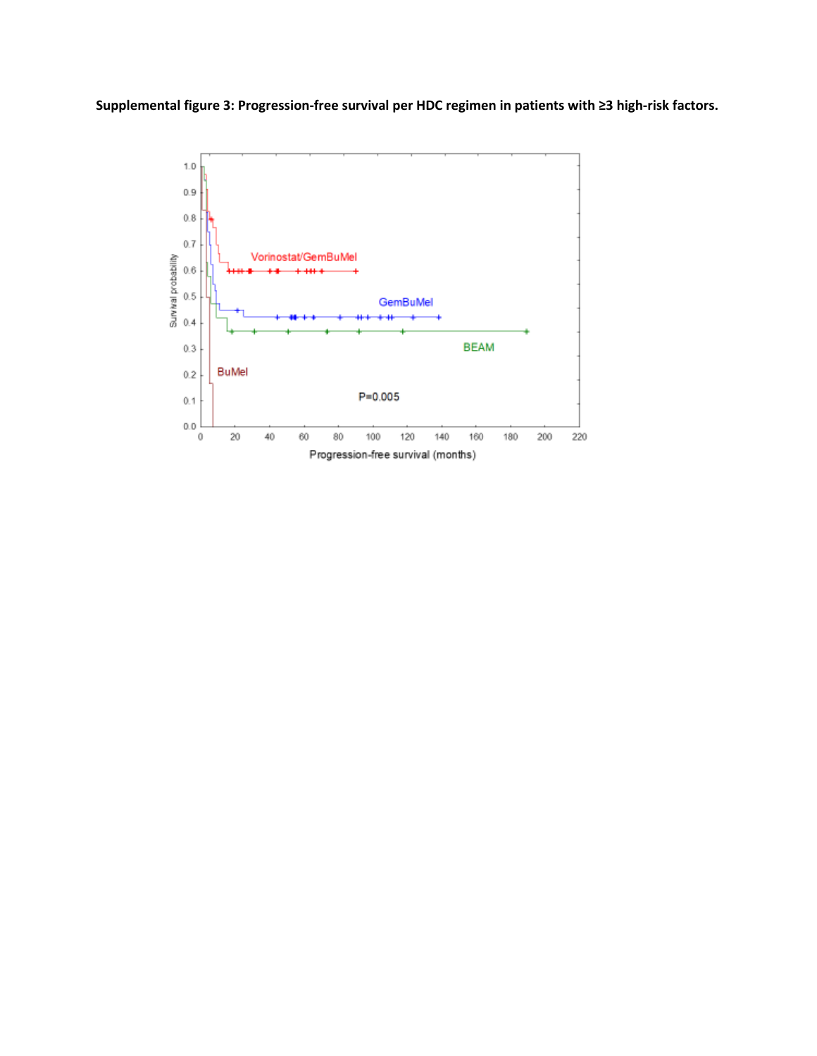**Supplemental figure 3: Progression-free survival per HDC regimen in patients with ≥3 high-risk factors.**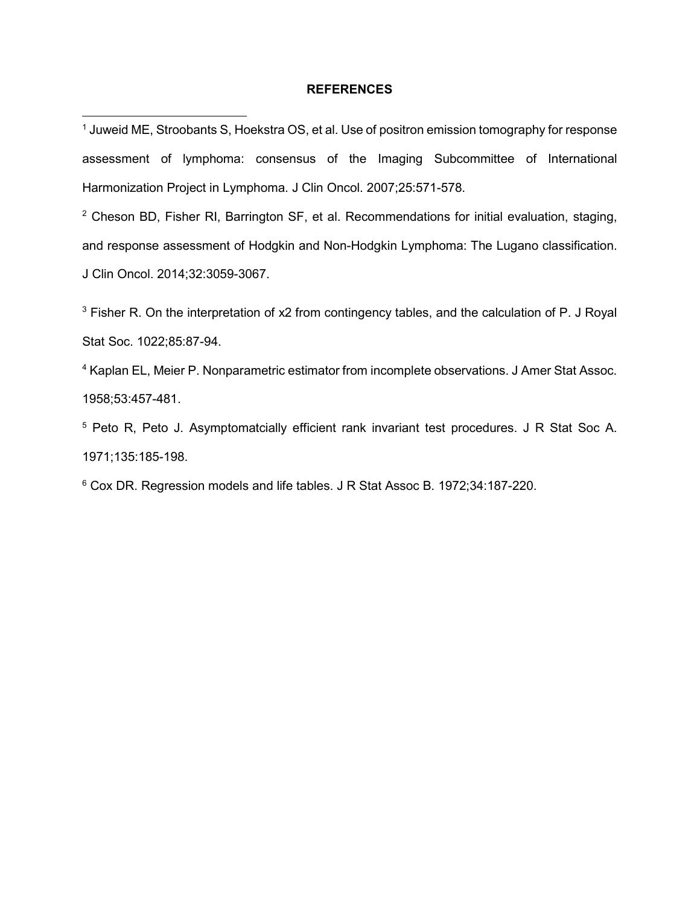**REFERENCES**

[1] Juweid ME, Stroobants S, Hoekstra OS, et al. Use of positron emission tomography for response assessment of lymphoma: consensus of the Imaging Subcommittee of International Harmonization Project in Lymphoma. J Clin Oncol. 2007;25:571-578.

[2] Cheson BD, Fisher RI, Barrington SF, et al. Recommendations for initial evaluation, staging, and response assessment of Hodgkin and Non-Hodgkin Lymphoma: The Lugano classification. J Clin Oncol. 2014;32:3059-3067.

[3] Fisher R. On the interpretation of x2 from contingency tables, and the calculation of P. J Royal Stat Soc. 1022;85:87-94.

[4] Kaplan EL, Meier P. Nonparametric estimator from incomplete observations. J Amer Stat Assoc. 1958;53:457-481.

[5] Peto R, Peto J. Asymptomatcially efficient rank invariant test procedures. J R Stat Soc A. 1971;135:185-198.

[6] Cox DR. Regression models and life tables. J R Stat Assoc B. 1972;34:187-220.